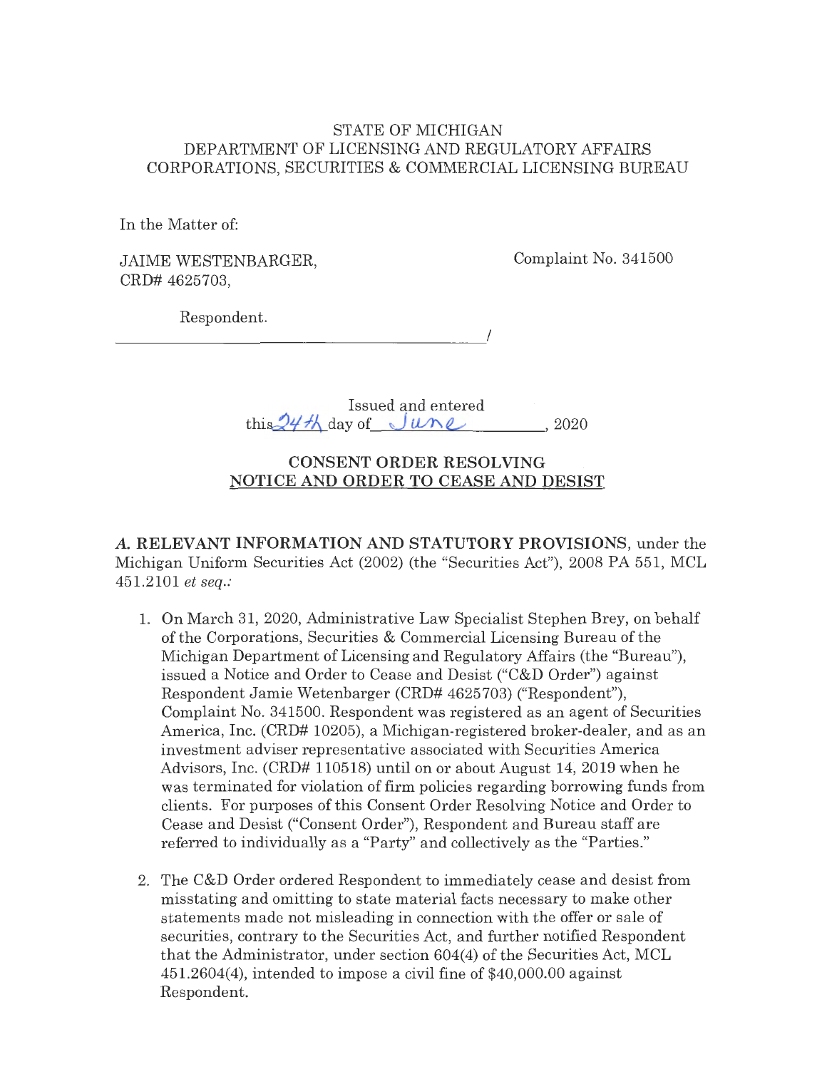STATE OF MICHIGAN
DEPARTMENT OF LICENSING AND REGULATORY AFFAIRS
CORPORATIONS, SECURITIES & COMMERCIAL LICENSING BUREAU

In the Matter of:

JAIME WESTENBARGER,
CRD# 4625703,

Respondent.

Complaint No. 341500

Issued and entered
this 24th day of June, 2020

**CONSENT ORDER RESOLVING**
**NOTICE AND ORDER TO CEASE AND DESIST**

***A.* RELEVANT INFORMATION AND STATUTORY PROVISIONS**, under the Michigan Uniform Securities Act (2002) (the "Securities Act"), 2008 PA 551, MCL 451.2101 *et seq.*:

1. On March 31, 2020, Administrative Law Specialist Stephen Brey, on behalf of the Corporations, Securities & Commercial Licensing Bureau of the Michigan Department of Licensing and Regulatory Affairs (the "Bureau"), issued a Notice and Order to Cease and Desist ("C&D Order") against Respondent Jamie Wetenbarger (CRD# 4625703) ("Respondent"), Complaint No. 341500. Respondent was registered as an agent of Securities America, Inc. (CRD# 10205), a Michigan-registered broker-dealer, and as an investment adviser representative associated with Securities America Advisors, Inc. (CRD# 110518) until on or about August 14, 2019 when he was terminated for violation of firm policies regarding borrowing funds from clients. For purposes of this Consent Order Resolving Notice and Order to Cease and Desist ("Consent Order"), Respondent and Bureau staff are referred to individually as a "Party" and collectively as the "Parties."

2. The C&D Order ordered Respondent to immediately cease and desist from misstating and omitting to state material facts necessary to make other statements made not misleading in connection with the offer or sale of securities, contrary to the Securities Act, and further notified Respondent that the Administrator, under section 604(4) of the Securities Act, MCL 451.2604(4), intended to impose a civil fine of $40,000.00 against Respondent.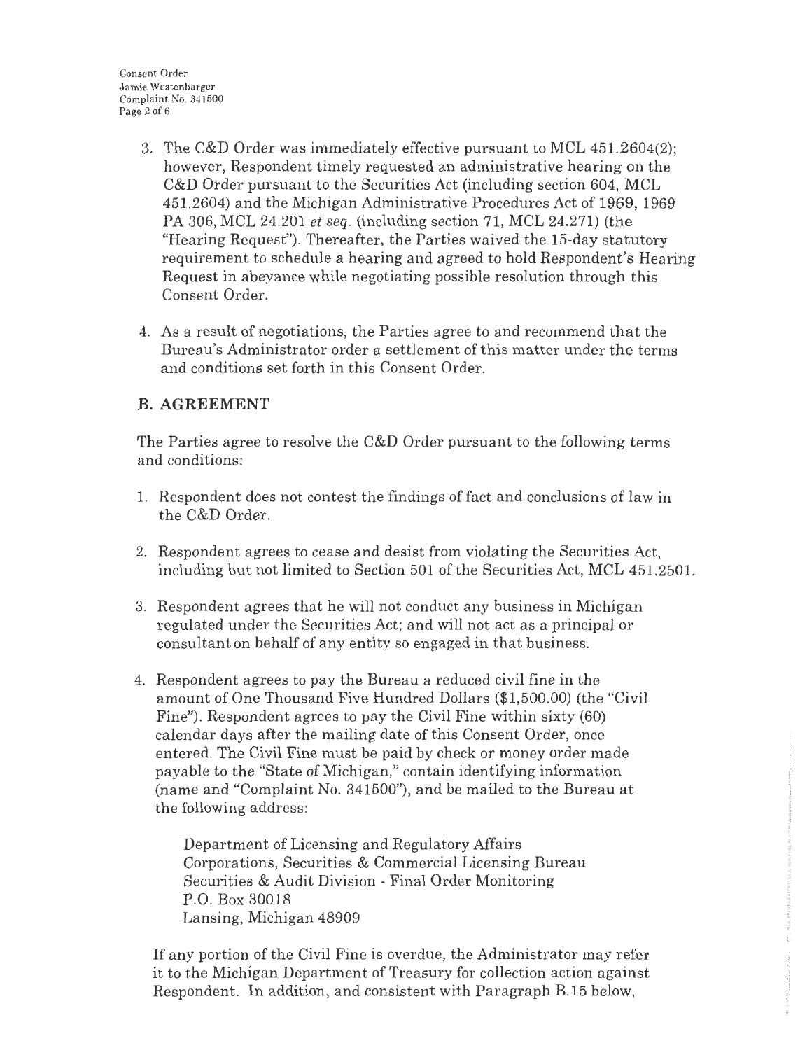3. The C&D Order was immediately effective pursuant to MCL 451.2604(2); however, Respondent timely requested an administrative hearing on the C&D Order pursuant to the Securities Act (including section 604, MCL 451.2604) and the Michigan Administrative Procedures Act of 1969, 1969 PA 306, MCL 24.201 *et seq.* (including section 71, MCL 24.271) (the "Hearing Request"). Thereafter, the Parties waived the 15-day statutory requirement to schedule a hearing and agreed to hold Respondent's Hearing Request in abeyance while negotiating possible resolution through this Consent Order.

4. As a result of negotiations, the Parties agree to and recommend that the Bureau's Administrator order a settlement of this matter under the terms and conditions set forth in this Consent Order.

## B. AGREEMENT

The Parties agree to resolve the C&D Order pursuant to the following terms and conditions:

1. Respondent does not contest the findings of fact and conclusions of law in the C&D Order.

2. Respondent agrees to cease and desist from violating the Securities Act, including but not limited to Section 501 of the Securities Act, MCL 451.2501.

3. Respondent agrees that he will not conduct any business in Michigan regulated under the Securities Act; and will not act as a principal or consultant on behalf of any entity so engaged in that business.

4. Respondent agrees to pay the Bureau a reduced civil fine in the amount of One Thousand Five Hundred Dollars ($1,500.00) (the "Civil Fine"). Respondent agrees to pay the Civil Fine within sixty (60) calendar days after the mailing date of this Consent Order, once entered. The Civil Fine must be paid by check or money order made payable to the "State of Michigan," contain identifying information (name and "Complaint No. 341500"), and be mailed to the Bureau at the following address:

   Department of Licensing and Regulatory Affairs
   Corporations, Securities & Commercial Licensing Bureau
   Securities & Audit Division - Final Order Monitoring
   P.O. Box 30018
   Lansing, Michigan 48909

   If any portion of the Civil Fine is overdue, the Administrator may refer it to the Michigan Department of Treasury for collection action against Respondent. In addition, and consistent with Paragraph B.15 below,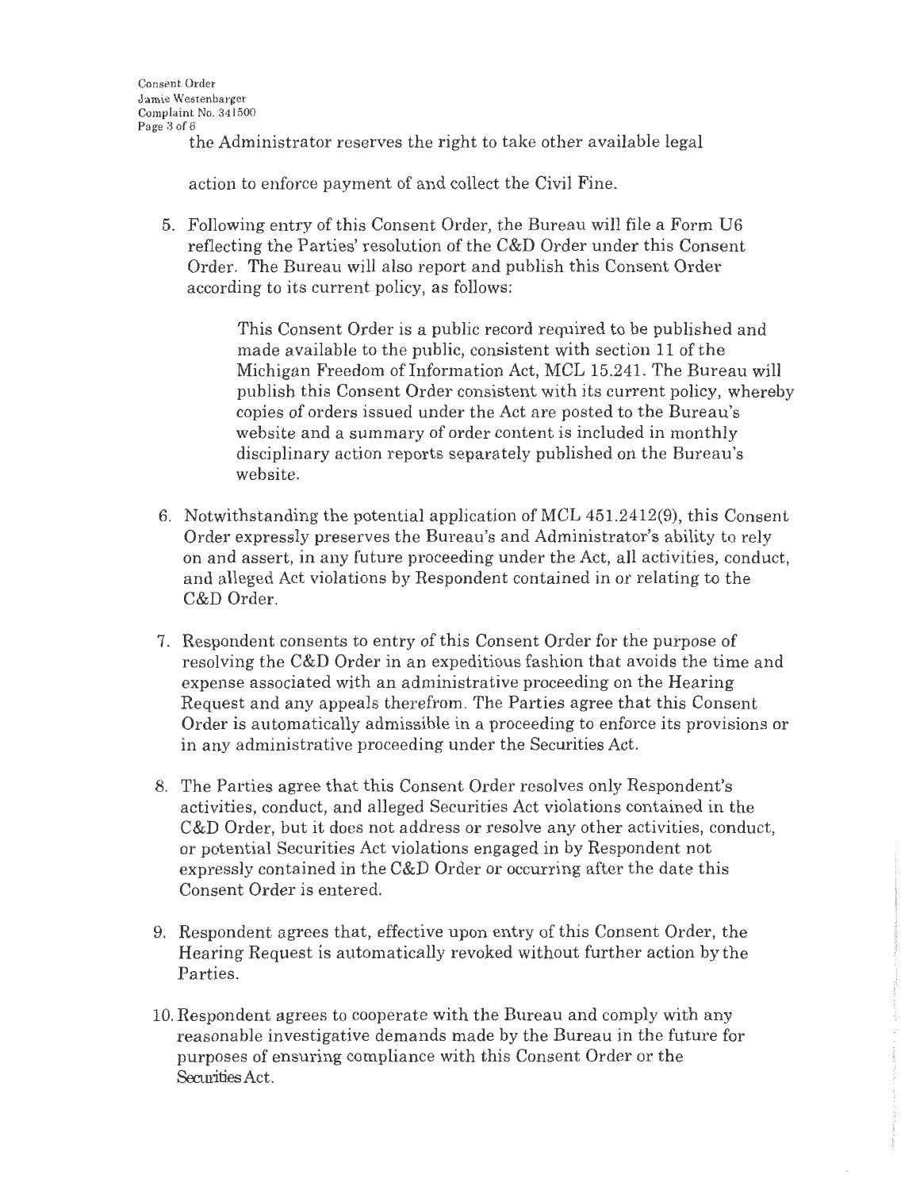the Administrator reserves the right to take other available legal

action to enforce payment of and collect the Civil Fine.

5. Following entry of this Consent Order, the Bureau will file a Form U6 reflecting the Parties' resolution of the C&D Order under this Consent Order. The Bureau will also report and publish this Consent Order according to its current policy, as follows:

   This Consent Order is a public record required to be published and made available to the public, consistent with section 11 of the Michigan Freedom of Information Act, MCL 15.241. The Bureau will publish this Consent Order consistent with its current policy, whereby copies of orders issued under the Act are posted to the Bureau's website and a summary of order content is included in monthly disciplinary action reports separately published on the Bureau's website.

6. Notwithstanding the potential application of MCL 451.2412(9), this Consent Order expressly preserves the Bureau's and Administrator's ability to rely on and assert, in any future proceeding under the Act, all activities, conduct, and alleged Act violations by Respondent contained in or relating to the C&D Order.

7. Respondent consents to entry of this Consent Order for the purpose of resolving the C&D Order in an expeditious fashion that avoids the time and expense associated with an administrative proceeding on the Hearing Request and any appeals therefrom. The Parties agree that this Consent Order is automatically admissible in a proceeding to enforce its provisions or in any administrative proceeding under the Securities Act.

8. The Parties agree that this Consent Order resolves only Respondent's activities, conduct, and alleged Securities Act violations contained in the C&D Order, but it does not address or resolve any other activities, conduct, or potential Securities Act violations engaged in by Respondent not expressly contained in the C&D Order or occurring after the date this Consent Order is entered.

9. Respondent agrees that, effective upon entry of this Consent Order, the Hearing Request is automatically revoked without further action by the Parties.

10. Respondent agrees to cooperate with the Bureau and comply with any reasonable investigative demands made by the Bureau in the future for purposes of ensuring compliance with this Consent Order or the Securities Act.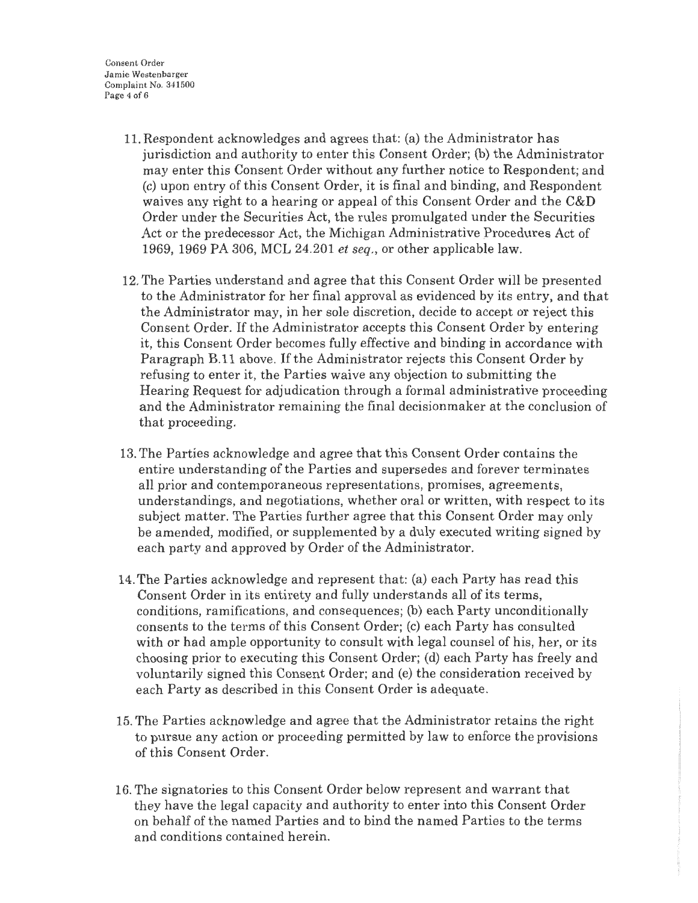11. Respondent acknowledges and agrees that: (a) the Administrator has jurisdiction and authority to enter this Consent Order; (b) the Administrator may enter this Consent Order without any further notice to Respondent; and (c) upon entry of this Consent Order, it is final and binding, and Respondent waives any right to a hearing or appeal of this Consent Order and the C&D Order under the Securities Act, the rules promulgated under the Securities Act or the predecessor Act, the Michigan Administrative Procedures Act of 1969, 1969 PA 306, MCL 24.201 *et seq.*, or other applicable law.

12. The Parties understand and agree that this Consent Order will be presented to the Administrator for her final approval as evidenced by its entry, and that the Administrator may, in her sole discretion, decide to accept or reject this Consent Order. If the Administrator accepts this Consent Order by entering it, this Consent Order becomes fully effective and binding in accordance with Paragraph B.11 above. If the Administrator rejects this Consent Order by refusing to enter it, the Parties waive any objection to submitting the Hearing Request for adjudication through a formal administrative proceeding and the Administrator remaining the final decisionmaker at the conclusion of that proceeding.

13. The Parties acknowledge and agree that this Consent Order contains the entire understanding of the Parties and supersedes and forever terminates all prior and contemporaneous representations, promises, agreements, understandings, and negotiations, whether oral or written, with respect to its subject matter. The Parties further agree that this Consent Order may only be amended, modified, or supplemented by a duly executed writing signed by each party and approved by Order of the Administrator.

14. The Parties acknowledge and represent that: (a) each Party has read this Consent Order in its entirety and fully understands all of its terms, conditions, ramifications, and consequences; (b) each Party unconditionally consents to the terms of this Consent Order; (c) each Party has consulted with or had ample opportunity to consult with legal counsel of his, her, or its choosing prior to executing this Consent Order; (d) each Party has freely and voluntarily signed this Consent Order; and (e) the consideration received by each Party as described in this Consent Order is adequate.

15. The Parties acknowledge and agree that the Administrator retains the right to pursue any action or proceeding permitted by law to enforce the provisions of this Consent Order.

16. The signatories to this Consent Order below represent and warrant that they have the legal capacity and authority to enter into this Consent Order on behalf of the named Parties and to bind the named Parties to the terms and conditions contained herein.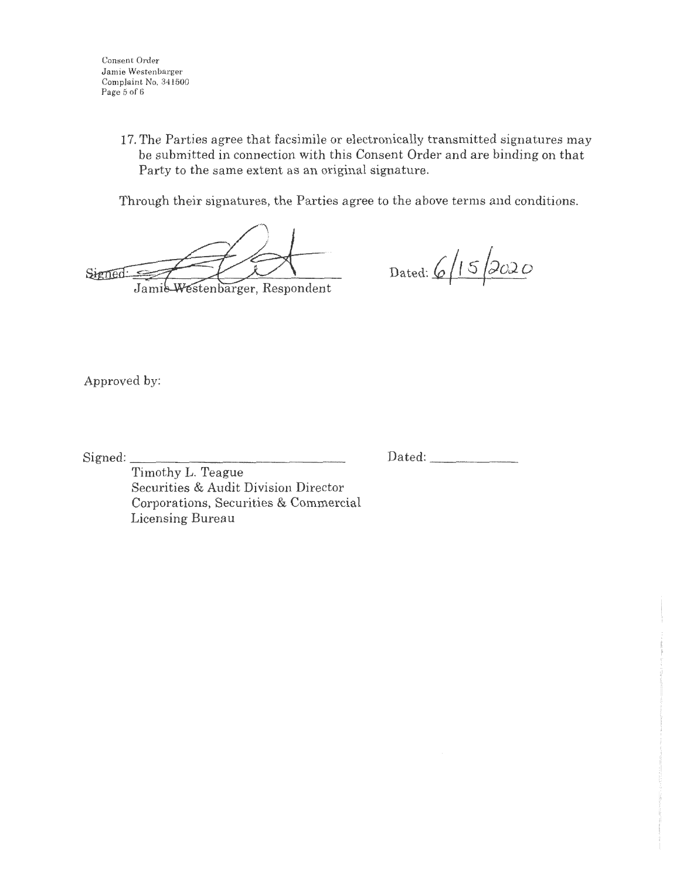17. The Parties agree that facsimile or electronically transmitted signatures may be submitted in connection with this Consent Order and are binding on that Party to the same extent as an original signature.

Through their signatures, the Parties agree to the above terms and conditions.

Signed: ______________________________ Dated: 6/15/2020
Jamie Westenbarger, Respondent

Approved by:

Signed: ______________________________ Dated: ____________
Timothy L. Teague
Securities & Audit Division Director
Corporations, Securities & Commercial Licensing Bureau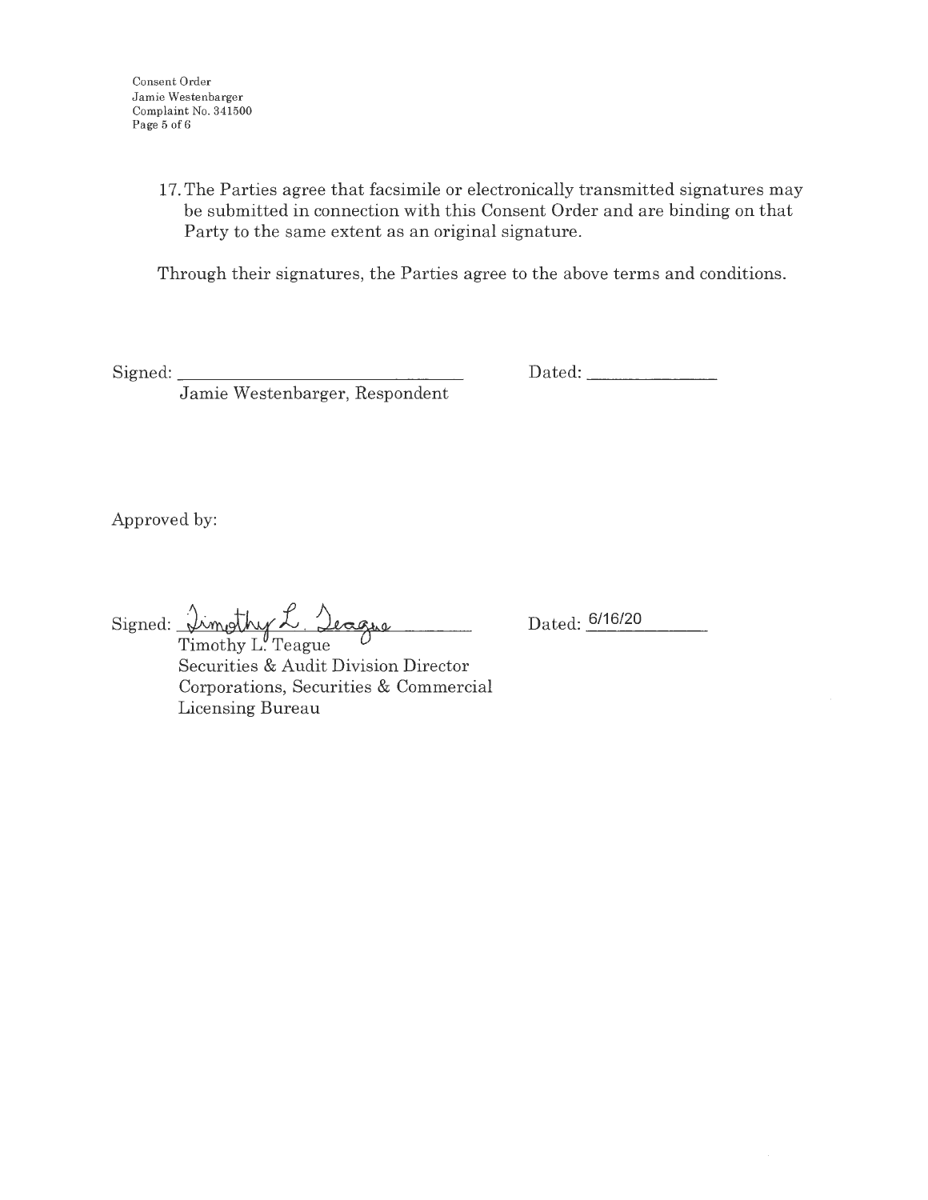17. The Parties agree that facsimile or electronically transmitted signatures may be submitted in connection with this Consent Order and are binding on that Party to the same extent as an original signature.

Through their signatures, the Parties agree to the above terms and conditions.

Signed: ______________________________ Dated: ______________
Jamie Westenbarger, Respondent

Approved by:

Signed: Timothy L. Teague Dated: 6/16/20
Timothy L. Teague
Securities & Audit Division Director
Corporations, Securities & Commercial Licensing Bureau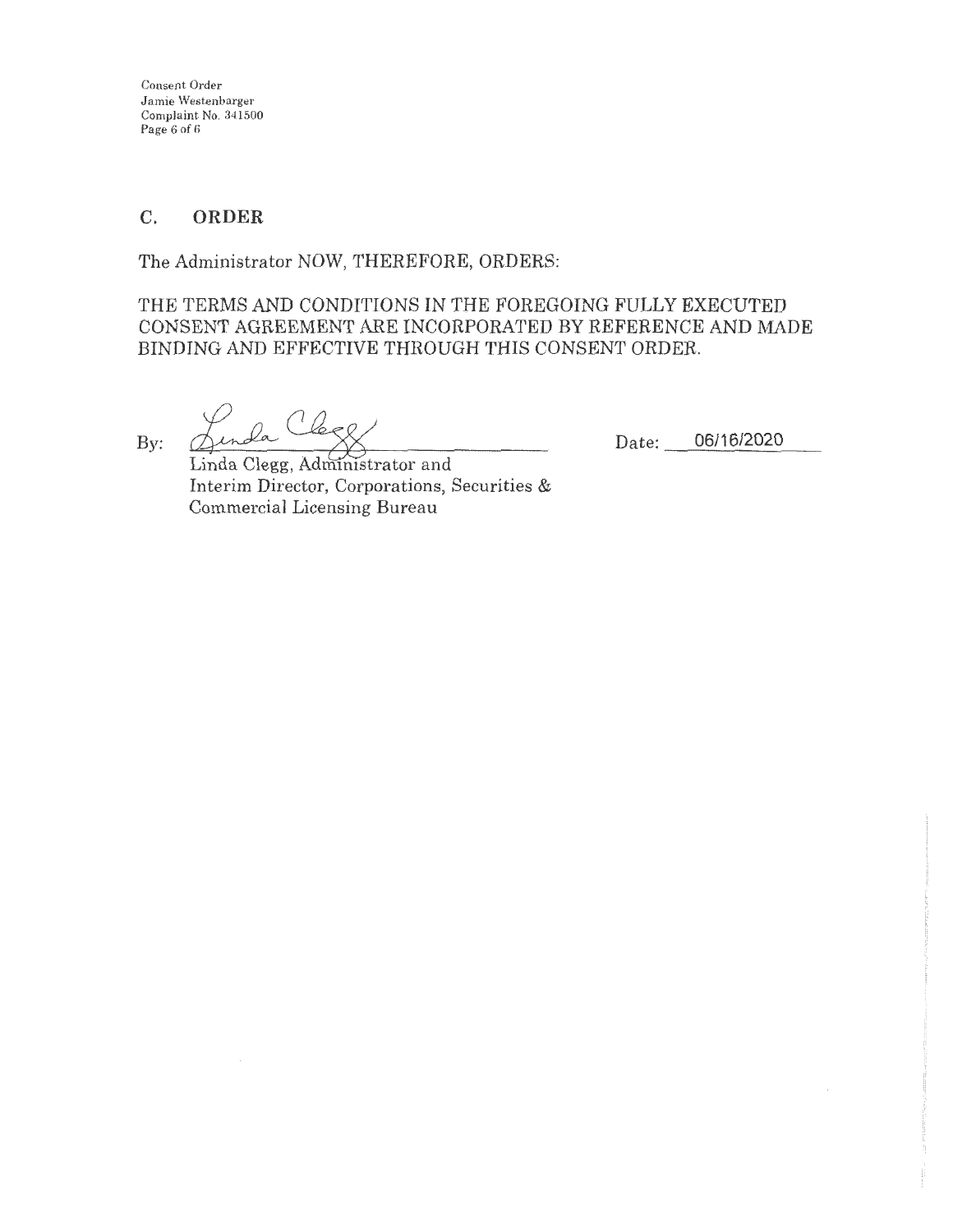## C. ORDER

The Administrator NOW, THEREFORE, ORDERS:

THE TERMS AND CONDITIONS IN THE FOREGOING FULLY EXECUTED CONSENT AGREEMENT ARE INCORPORATED BY REFERENCE AND MADE BINDING AND EFFECTIVE THROUGH THIS CONSENT ORDER.

By: Linda Clegg

Linda Clegg, Administrator and
Interim Director, Corporations, Securities &
Commercial Licensing Bureau

Date: 06/16/2020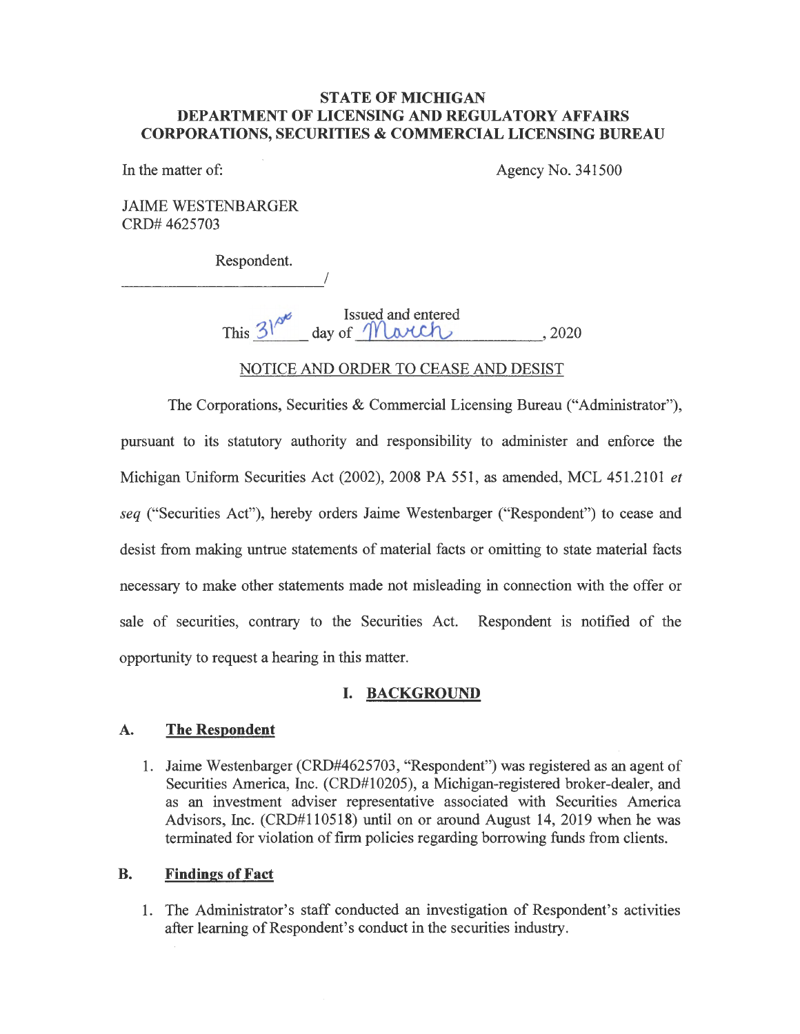**STATE OF MICHIGAN**
**DEPARTMENT OF LICENSING AND REGULATORY AFFAIRS**
**CORPORATIONS, SECURITIES & COMMERCIAL LICENSING BUREAU**

In the matter of: Agency No. 341500

JAIME WESTENBARGER
CRD# 4625703

Respondent.
_______________________/

Issued and entered
This 31st day of March, 2020

NOTICE AND ORDER TO CEASE AND DESIST

The Corporations, Securities & Commercial Licensing Bureau ("Administrator"), pursuant to its statutory authority and responsibility to administer and enforce the Michigan Uniform Securities Act (2002), 2008 PA 551, as amended, MCL 451.2101 *et seq* ("Securities Act"), hereby orders Jaime Westenbarger ("Respondent") to cease and desist from making untrue statements of material facts or omitting to state material facts necessary to make other statements made not misleading in connection with the offer or sale of securities, contrary to the Securities Act. Respondent is notified of the opportunity to request a hearing in this matter.

## I. BACKGROUND

### A. The Respondent

1. Jaime Westenbarger (CRD#4625703, "Respondent") was registered as an agent of Securities America, Inc. (CRD#10205), a Michigan-registered broker-dealer, and as an investment adviser representative associated with Securities America Advisors, Inc. (CRD#110518) until on or around August 14, 2019 when he was terminated for violation of firm policies regarding borrowing funds from clients.

### B. Findings of Fact

1. The Administrator's staff conducted an investigation of Respondent's activities after learning of Respondent's conduct in the securities industry.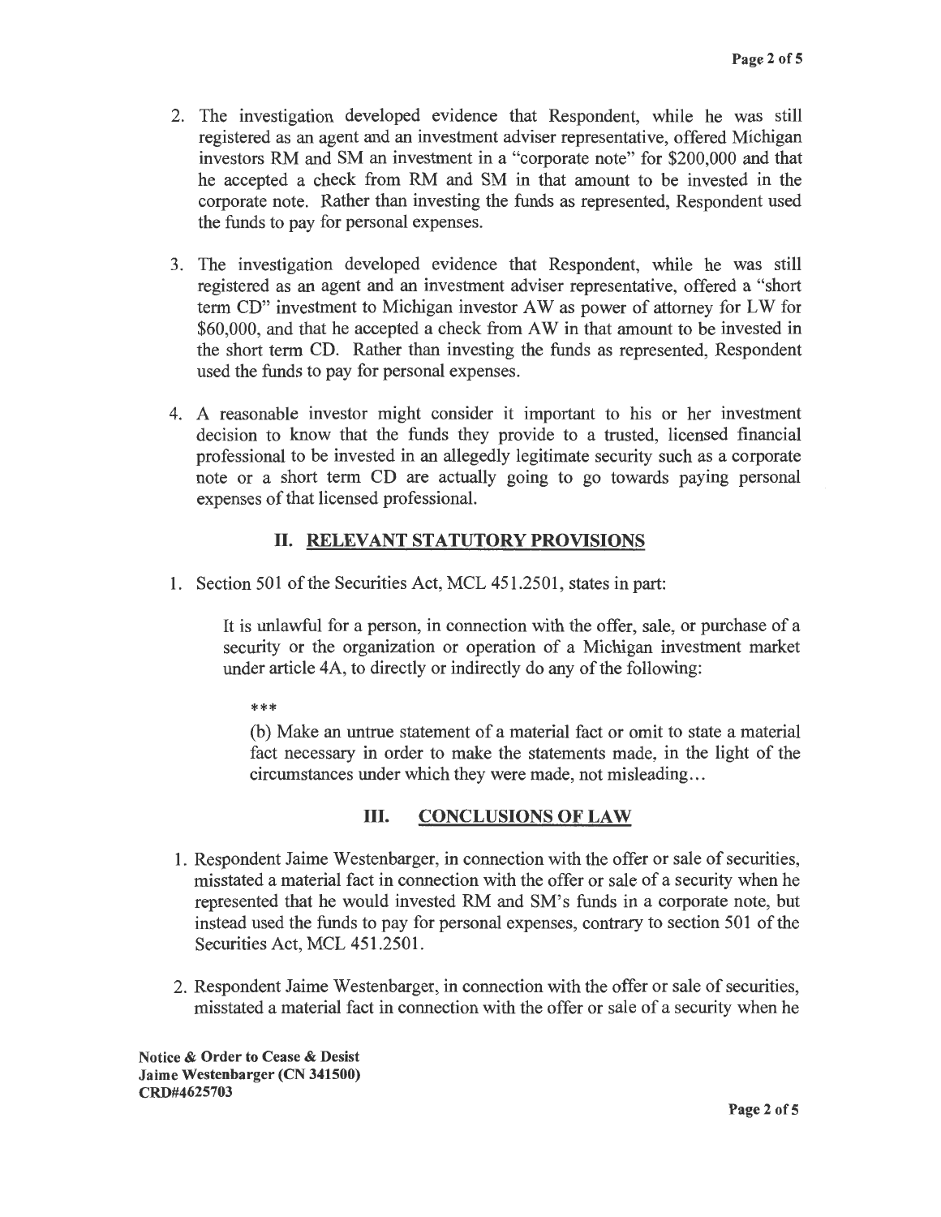2. The investigation developed evidence that Respondent, while he was still registered as an agent and an investment adviser representative, offered Michigan investors RM and SM an investment in a "corporate note" for $200,000 and that he accepted a check from RM and SM in that amount to be invested in the corporate note. Rather than investing the funds as represented, Respondent used the funds to pay for personal expenses.

3. The investigation developed evidence that Respondent, while he was still registered as an agent and an investment adviser representative, offered a "short term CD" investment to Michigan investor AW as power of attorney for LW for $60,000, and that he accepted a check from AW in that amount to be invested in the short term CD. Rather than investing the funds as represented, Respondent used the funds to pay for personal expenses.

4. A reasonable investor might consider it important to his or her investment decision to know that the funds they provide to a trusted, licensed financial professional to be invested in an allegedly legitimate security such as a corporate note or a short term CD are actually going to go towards paying personal expenses of that licensed professional.

## II. RELEVANT STATUTORY PROVISIONS

1. Section 501 of the Securities Act, MCL 451.2501, states in part:

> It is unlawful for a person, in connection with the offer, sale, or purchase of a security or the organization or operation of a Michigan investment market under article 4A, to directly or indirectly do any of the following:
>
> ***
>
> (b) Make an untrue statement of a material fact or omit to state a material fact necessary in order to make the statements made, in the light of the circumstances under which they were made, not misleading…

## III. CONCLUSIONS OF LAW

1. Respondent Jaime Westenbarger, in connection with the offer or sale of securities, misstated a material fact in connection with the offer or sale of a security when he represented that he would invested RM and SM's funds in a corporate note, but instead used the funds to pay for personal expenses, contrary to section 501 of the Securities Act, MCL 451.2501.

2. Respondent Jaime Westenbarger, in connection with the offer or sale of securities, misstated a material fact in connection with the offer or sale of a security when he

**Notice & Order to Cease & Desist**
**Jaime Westenbarger (CN 341500)**
**CRD#4625703**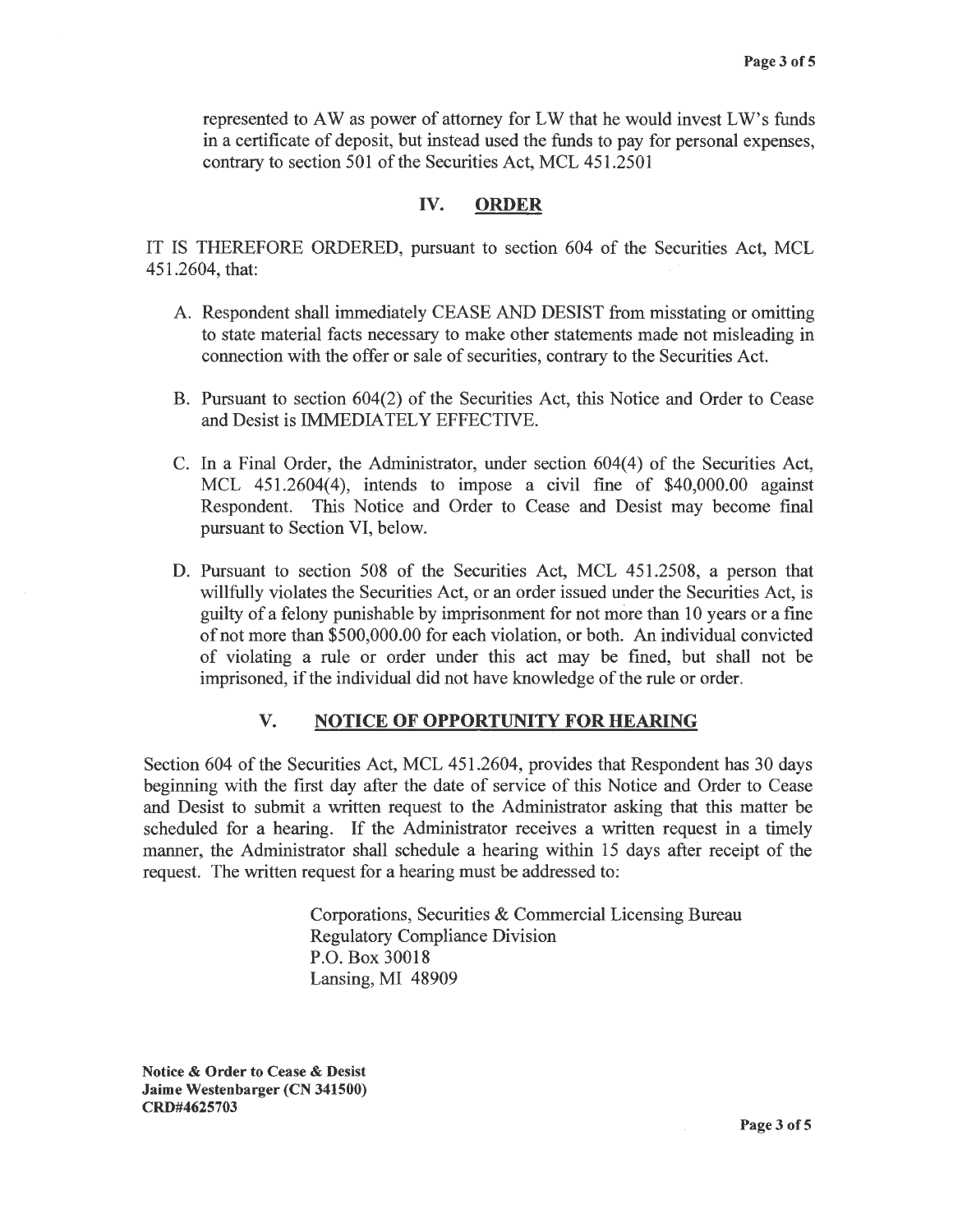represented to AW as power of attorney for LW that he would invest LW's funds in a certificate of deposit, but instead used the funds to pay for personal expenses, contrary to section 501 of the Securities Act, MCL 451.2501

## IV. ORDER

IT IS THEREFORE ORDERED, pursuant to section 604 of the Securities Act, MCL 451.2604, that:

A. Respondent shall immediately CEASE AND DESIST from misstating or omitting to state material facts necessary to make other statements made not misleading in connection with the offer or sale of securities, contrary to the Securities Act.

B. Pursuant to section 604(2) of the Securities Act, this Notice and Order to Cease and Desist is IMMEDIATELY EFFECTIVE.

C. In a Final Order, the Administrator, under section 604(4) of the Securities Act, MCL 451.2604(4), intends to impose a civil fine of $40,000.00 against Respondent. This Notice and Order to Cease and Desist may become final pursuant to Section VI, below.

D. Pursuant to section 508 of the Securities Act, MCL 451.2508, a person that willfully violates the Securities Act, or an order issued under the Securities Act, is guilty of a felony punishable by imprisonment for not more than 10 years or a fine of not more than $500,000.00 for each violation, or both. An individual convicted of violating a rule or order under this act may be fined, but shall not be imprisoned, if the individual did not have knowledge of the rule or order.

## V. NOTICE OF OPPORTUNITY FOR HEARING

Section 604 of the Securities Act, MCL 451.2604, provides that Respondent has 30 days beginning with the first day after the date of service of this Notice and Order to Cease and Desist to submit a written request to the Administrator asking that this matter be scheduled for a hearing. If the Administrator receives a written request in a timely manner, the Administrator shall schedule a hearing within 15 days after receipt of the request. The written request for a hearing must be addressed to:

Corporations, Securities & Commercial Licensing Bureau
Regulatory Compliance Division
P.O. Box 30018
Lansing, MI 48909

**Notice & Order to Cease & Desist**
**Jaime Westenbarger (CN 341500)**
**CRD#4625703**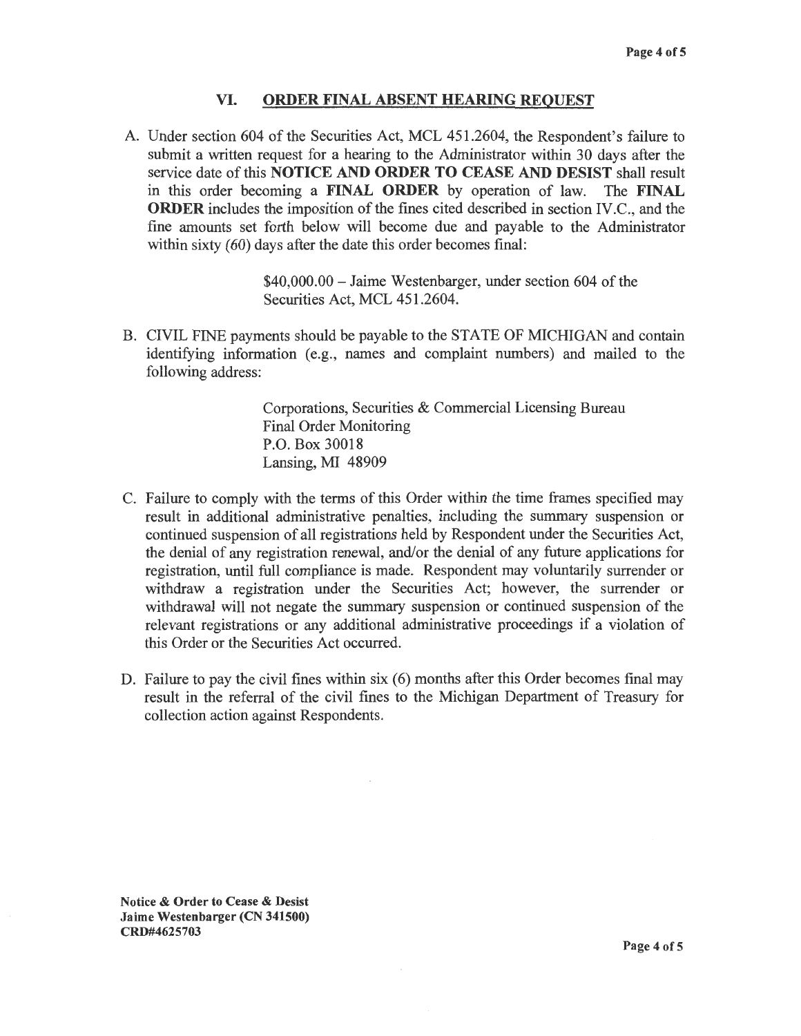## VI. ORDER FINAL ABSENT HEARING REQUEST

A. Under section 604 of the Securities Act, MCL 451.2604, the Respondent's failure to submit a written request for a hearing to the Administrator within 30 days after the service date of this **NOTICE AND ORDER TO CEASE AND DESIST** shall result in this order becoming a **FINAL ORDER** by operation of law. The **FINAL ORDER** includes the imposition of the fines cited described in section IV.C., and the fine amounts set forth below will become due and payable to the Administrator within sixty (60) days after the date this order becomes final:

> $40,000.00 – Jaime Westenbarger, under section 604 of the Securities Act, MCL 451.2604.

B. CIVIL FINE payments should be payable to the STATE OF MICHIGAN and contain identifying information (e.g., names and complaint numbers) and mailed to the following address:

> Corporations, Securities & Commercial Licensing Bureau
> Final Order Monitoring
> P.O. Box 30018
> Lansing, MI 48909

C. Failure to comply with the terms of this Order within the time frames specified may result in additional administrative penalties, including the summary suspension or continued suspension of all registrations held by Respondent under the Securities Act, the denial of any registration renewal, and/or the denial of any future applications for registration, until full compliance is made. Respondent may voluntarily surrender or withdraw a registration under the Securities Act; however, the surrender or withdrawal will not negate the summary suspension or continued suspension of the relevant registrations or any additional administrative proceedings if a violation of this Order or the Securities Act occurred.

D. Failure to pay the civil fines within six (6) months after this Order becomes final may result in the referral of the civil fines to the Michigan Department of Treasury for collection action against Respondents.

**Notice & Order to Cease & Desist**
**Jaime Westenbarger (CN 341500)**
**CRD#4625703**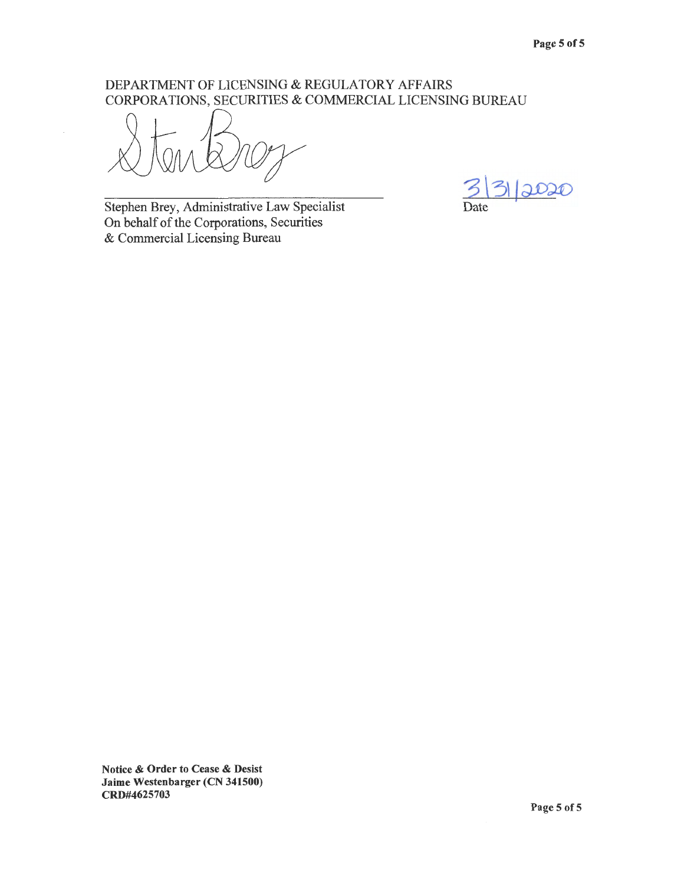DEPARTMENT OF LICENSING & REGULATORY AFFAIRS
CORPORATIONS, SECURITIES & COMMERCIAL LICENSING BUREAU

Stephen Brey, Administrative Law Specialist
On behalf of the Corporations, Securities
& Commercial Licensing Bureau

3/31/2020
Date

**Notice & Order to Cease & Desist**
**Jaime Westenbarger (CN 341500)**
**CRD#4625703**